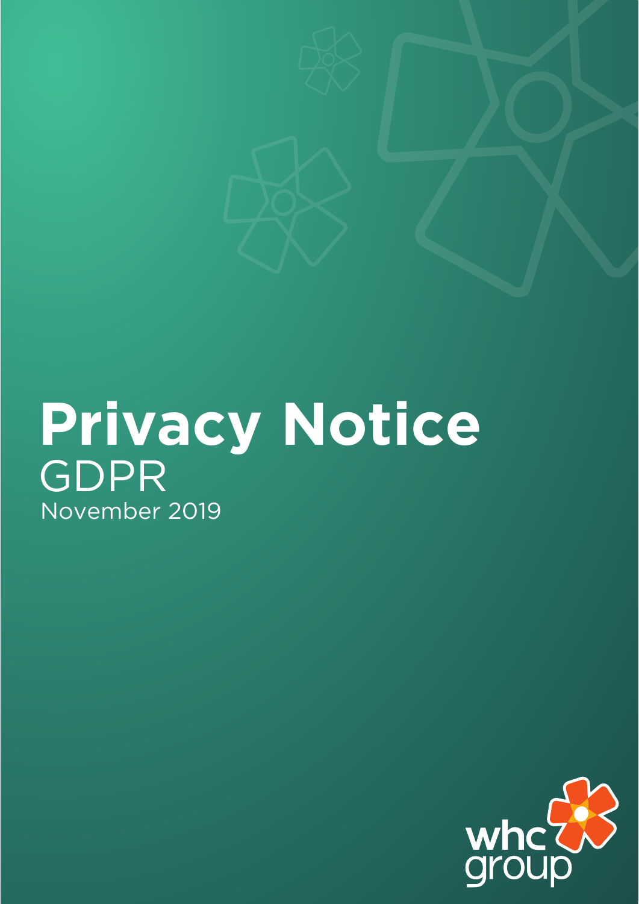# Privacy Notice

GDPR

November 2019

whc group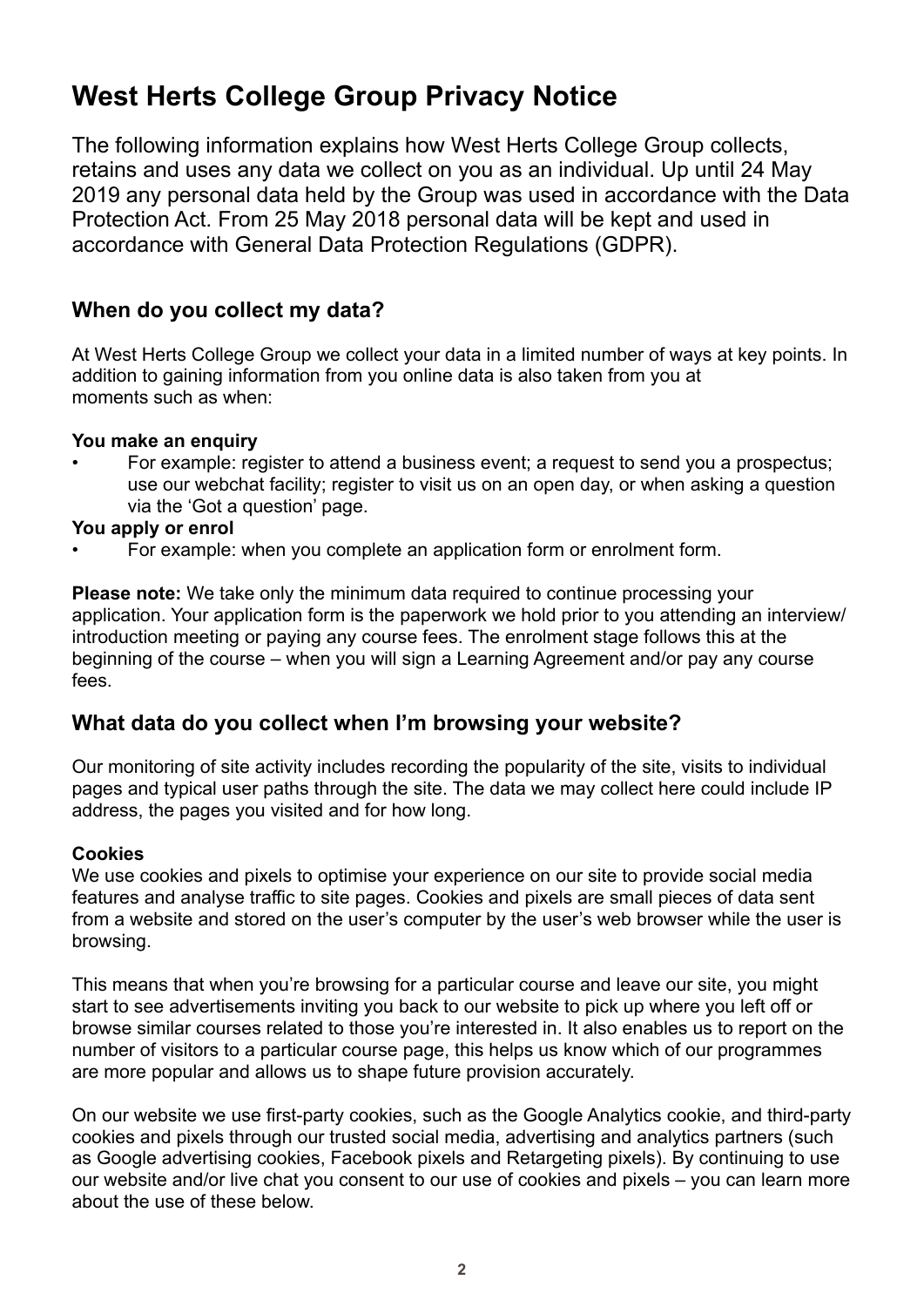# West Herts College Group Privacy Notice

The following information explains how West Herts College Group collects, retains and uses any data we collect on you as an individual. Up until 24 May 2019 any personal data held by the Group was used in accordance with the Data Protection Act. From 25 May 2018 personal data will be kept and used in accordance with General Data Protection Regulations (GDPR).

## When do you collect my data?

At West Herts College Group we collect your data in a limited number of ways at key points. In addition to gaining information from you online data is also taken from you at moments such as when:

**You make an enquiry**

- For example: register to attend a business event; a request to send you a prospectus; use our webchat facility; register to visit us on an open day, or when asking a question via the 'Got a question' page.

**You apply or enrol**

- For example: when you complete an application form or enrolment form.

**Please note:** We take only the minimum data required to continue processing your application. Your application form is the paperwork we hold prior to you attending an interview/ introduction meeting or paying any course fees. The enrolment stage follows this at the beginning of the course – when you will sign a Learning Agreement and/or pay any course fees.

## What data do you collect when I'm browsing your website?

Our monitoring of site activity includes recording the popularity of the site, visits to individual pages and typical user paths through the site. The data we may collect here could include IP address, the pages you visited and for how long.

**Cookies**

We use cookies and pixels to optimise your experience on our site to provide social media features and analyse traffic to site pages. Cookies and pixels are small pieces of data sent from a website and stored on the user's computer by the user's web browser while the user is browsing.

This means that when you're browsing for a particular course and leave our site, you might start to see advertisements inviting you back to our website to pick up where you left off or browse similar courses related to those you're interested in. It also enables us to report on the number of visitors to a particular course page, this helps us know which of our programmes are more popular and allows us to shape future provision accurately.

On our website we use first-party cookies, such as the Google Analytics cookie, and third-party cookies and pixels through our trusted social media, advertising and analytics partners (such as Google advertising cookies, Facebook pixels and Retargeting pixels). By continuing to use our website and/or live chat you consent to our use of cookies and pixels – you can learn more about the use of these below.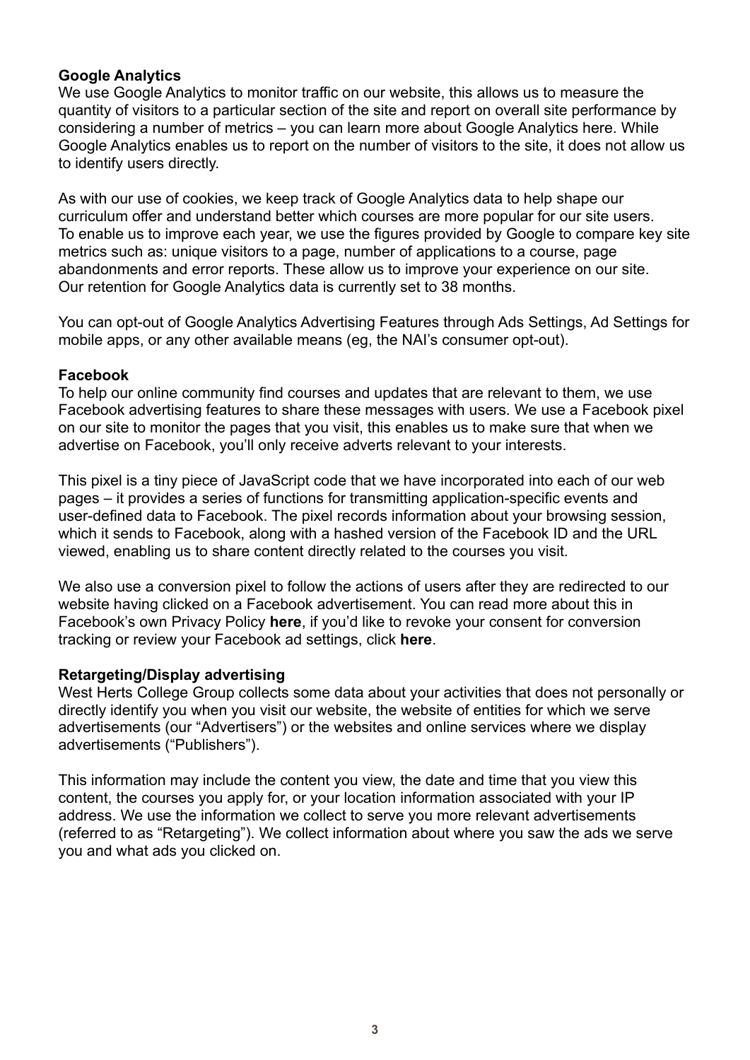**Google Analytics**

We use Google Analytics to monitor traffic on our website, this allows us to measure the quantity of visitors to a particular section of the site and report on overall site performance by considering a number of metrics – you can learn more about Google Analytics here. While Google Analytics enables us to report on the number of visitors to the site, it does not allow us to identify users directly.

As with our use of cookies, we keep track of Google Analytics data to help shape our curriculum offer and understand better which courses are more popular for our site users. To enable us to improve each year, we use the figures provided by Google to compare key site metrics such as: unique visitors to a page, number of applications to a course, page abandonments and error reports. These allow us to improve your experience on our site. Our retention for Google Analytics data is currently set to 38 months.

You can opt-out of Google Analytics Advertising Features through Ads Settings, Ad Settings for mobile apps, or any other available means (eg, the NAI's consumer opt-out).

**Facebook**

To help our online community find courses and updates that are relevant to them, we use Facebook advertising features to share these messages with users. We use a Facebook pixel on our site to monitor the pages that you visit, this enables us to make sure that when we advertise on Facebook, you'll only receive adverts relevant to your interests.

This pixel is a tiny piece of JavaScript code that we have incorporated into each of our web pages – it provides a series of functions for transmitting application-specific events and user-defined data to Facebook. The pixel records information about your browsing session, which it sends to Facebook, along with a hashed version of the Facebook ID and the URL viewed, enabling us to share content directly related to the courses you visit.

We also use a conversion pixel to follow the actions of users after they are redirected to our website having clicked on a Facebook advertisement. You can read more about this in Facebook's own Privacy Policy **here**, if you'd like to revoke your consent for conversion tracking or review your Facebook ad settings, click **here**.

**Retargeting/Display advertising**

West Herts College Group collects some data about your activities that does not personally or directly identify you when you visit our website, the website of entities for which we serve advertisements (our "Advertisers") or the websites and online services where we display advertisements ("Publishers").

This information may include the content you view, the date and time that you view this content, the courses you apply for, or your location information associated with your IP address. We use the information we collect to serve you more relevant advertisements (referred to as "Retargeting"). We collect information about where you saw the ads we serve you and what ads you clicked on.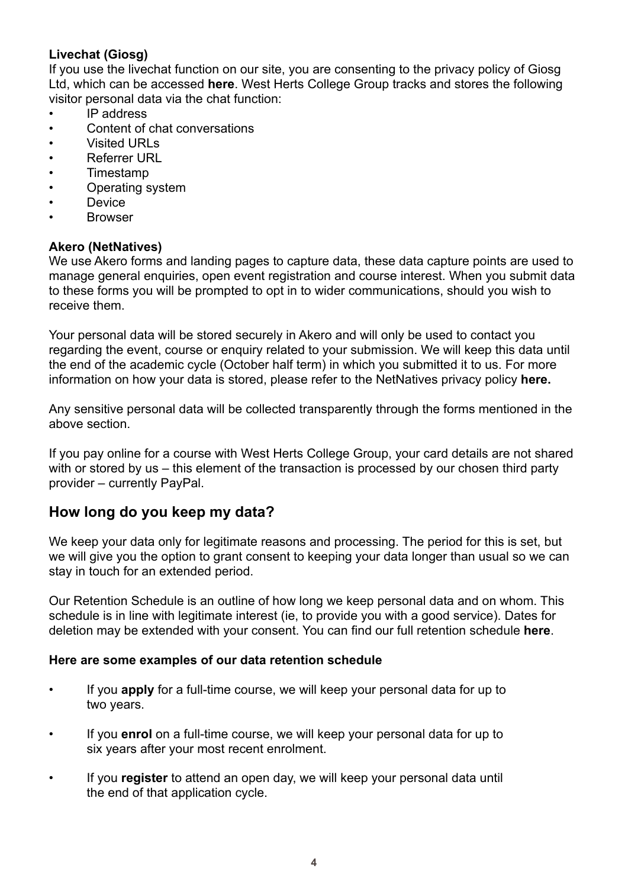**Livechat (Giosg)**

If you use the livechat function on our site, you are consenting to the privacy policy of Giosg Ltd, which can be accessed **here**. West Herts College Group tracks and stores the following visitor personal data via the chat function:

- IP address
- Content of chat conversations
- Visited URLs
- Referrer URL
- Timestamp
- Operating system
- Device
- Browser

**Akero (NetNatives)**

We use Akero forms and landing pages to capture data, these data capture points are used to manage general enquiries, open event registration and course interest. When you submit data to these forms you will be prompted to opt in to wider communications, should you wish to receive them.

Your personal data will be stored securely in Akero and will only be used to contact you regarding the event, course or enquiry related to your submission. We will keep this data until the end of the academic cycle (October half term) in which you submitted it to us. For more information on how your data is stored, please refer to the NetNatives privacy policy **here.**

Any sensitive personal data will be collected transparently through the forms mentioned in the above section.

If you pay online for a course with West Herts College Group, your card details are not shared with or stored by us – this element of the transaction is processed by our chosen third party provider – currently PayPal.

## How long do you keep my data?

We keep your data only for legitimate reasons and processing. The period for this is set, but we will give you the option to grant consent to keeping your data longer than usual so we can stay in touch for an extended period.

Our Retention Schedule is an outline of how long we keep personal data and on whom. This schedule is in line with legitimate interest (ie, to provide you with a good service). Dates for deletion may be extended with your consent. You can find our full retention schedule **here**.

**Here are some examples of our data retention schedule**

- If you **apply** for a full-time course, we will keep your personal data for up to two years.
- If you **enrol** on a full-time course, we will keep your personal data for up to six years after your most recent enrolment.
- If you **register** to attend an open day, we will keep your personal data until the end of that application cycle.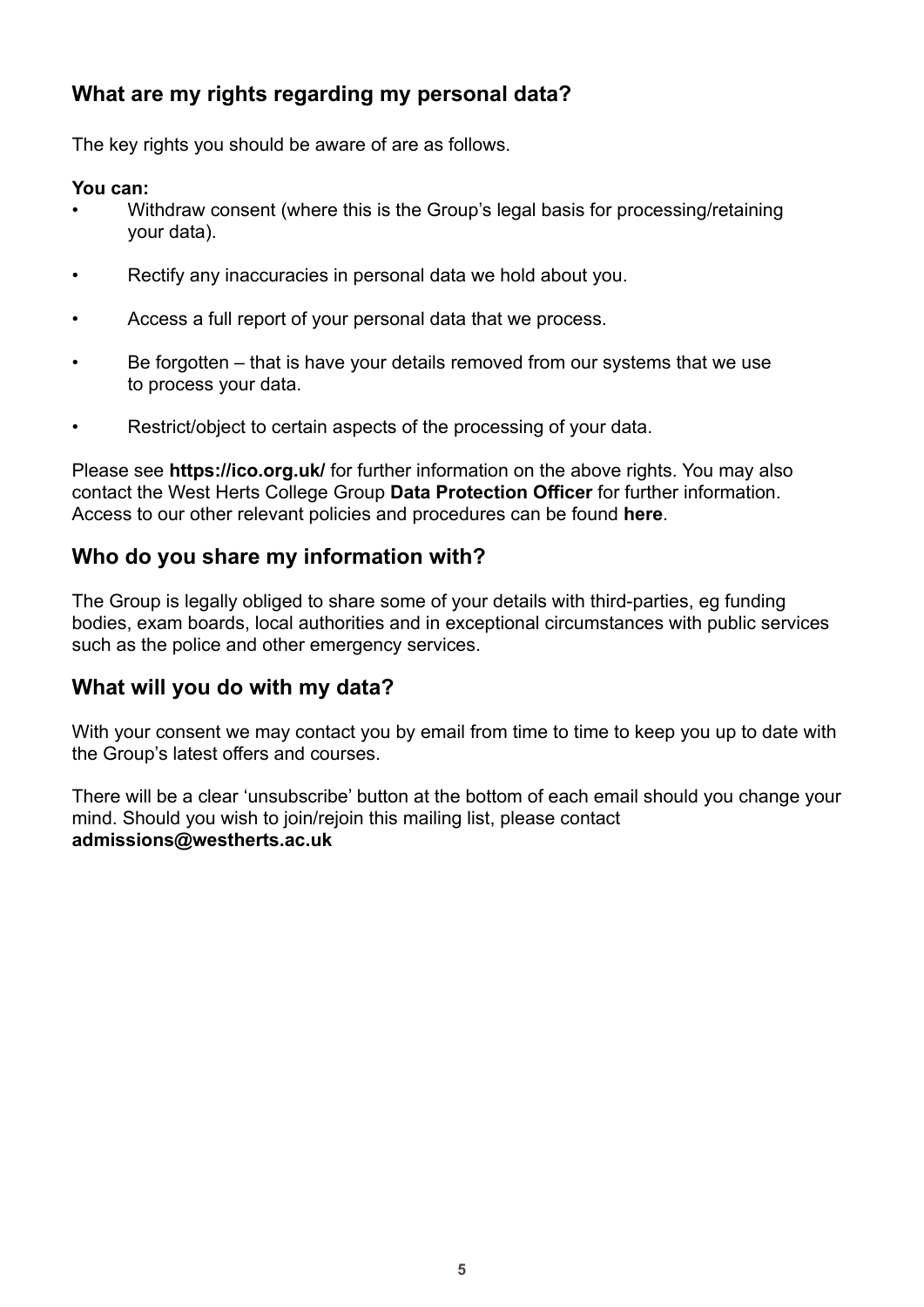## What are my rights regarding my personal data?

The key rights you should be aware of are as follows.

**You can:**

- Withdraw consent (where this is the Group's legal basis for processing/retaining your data).
- Rectify any inaccuracies in personal data we hold about you.
- Access a full report of your personal data that we process.
- Be forgotten – that is have your details removed from our systems that we use to process your data.
- Restrict/object to certain aspects of the processing of your data.

Please see **https://ico.org.uk/** for further information on the above rights. You may also contact the West Herts College Group **Data Protection Officer** for further information. Access to our other relevant policies and procedures can be found **here**.

## Who do you share my information with?

The Group is legally obliged to share some of your details with third-parties, eg funding bodies, exam boards, local authorities and in exceptional circumstances with public services such as the police and other emergency services.

## What will you do with my data?

With your consent we may contact you by email from time to time to keep you up to date with the Group's latest offers and courses.

There will be a clear 'unsubscribe' button at the bottom of each email should you change your mind. Should you wish to join/rejoin this mailing list, please contact **admissions@westherts.ac.uk**